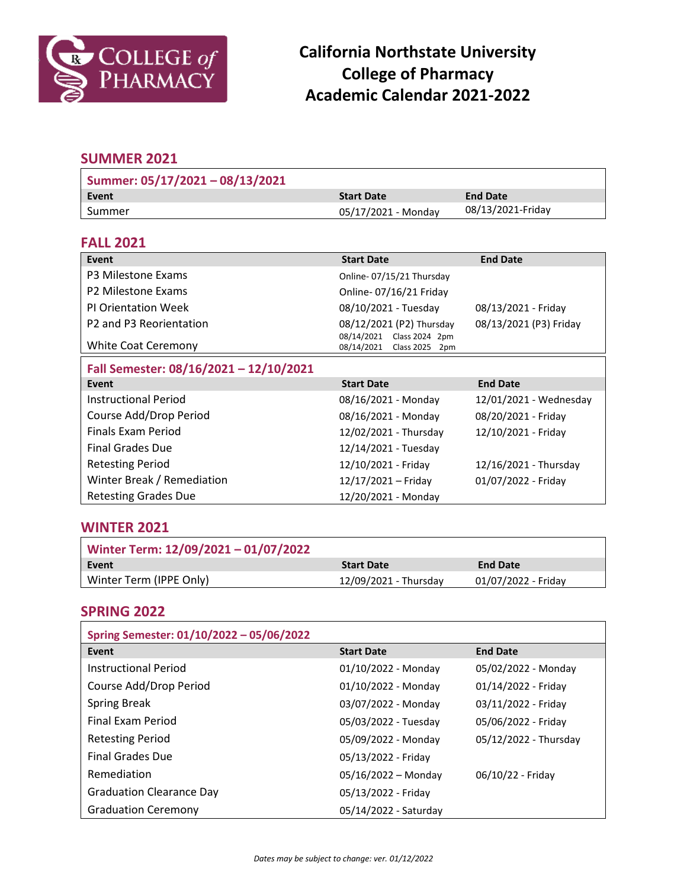# California Northstate University College of Pharmacy Academic Calendar 2021-2022

## SUMMER 2021

| Summer: 05/17/2021 – 08/13/2021 | | |
|---|---|---|
| **Event** | **Start Date** | **End Date** |
| Summer | 05/17/2021 - Monday | 08/13/2021-Friday |

## FALL 2021

| Event | Start Date | End Date |
|---|---|---|
| P3 Milestone Exams | Online- 07/15/21 Thursday | |
| P2 Milestone Exams | Online- 07/16/21 Friday | |
| PI Orientation Week | 08/10/2021 - Tuesday | 08/13/2021 - Friday |
| P2 and P3 Reorientation | 08/12/2021 (P2) Thursday | 08/13/2021 (P3) Friday |
| White Coat Ceremony | 08/14/2021 Class 2024 2pm<br>08/14/2021 Class 2025 2pm | |

| Fall Semester: 08/16/2021 – 12/10/2021 | | |
|---|---|---|
| **Event** | **Start Date** | **End Date** |
| Instructional Period | 08/16/2021 - Monday | 12/01/2021 - Wednesday |
| Course Add/Drop Period | 08/16/2021 - Monday | 08/20/2021 - Friday |
| Finals Exam Period | 12/02/2021 - Thursday | 12/10/2021 - Friday |
| Final Grades Due | 12/14/2021 - Tuesday | |
| Retesting Period | 12/10/2021 - Friday | 12/16/2021 - Thursday |
| Winter Break / Remediation | 12/17/2021 – Friday | 01/07/2022 - Friday |
| Retesting Grades Due | 12/20/2021 - Monday | |

## WINTER 2021

| Winter Term: 12/09/2021 – 01/07/2022 | | |
|---|---|---|
| **Event** | **Start Date** | **End Date** |
| Winter Term (IPPE Only) | 12/09/2021 - Thursday | 01/07/2022 - Friday |

## SPRING 2022

| Spring Semester: 01/10/2022 – 05/06/2022 | | |
|---|---|---|
| **Event** | **Start Date** | **End Date** |
| Instructional Period | 01/10/2022 - Monday | 05/02/2022 - Monday |
| Course Add/Drop Period | 01/10/2022 - Monday | 01/14/2022 - Friday |
| Spring Break | 03/07/2022 - Monday | 03/11/2022 - Friday |
| Final Exam Period | 05/03/2022 - Tuesday | 05/06/2022 - Friday |
| Retesting Period | 05/09/2022 - Monday | 05/12/2022 - Thursday |
| Final Grades Due | 05/13/2022 - Friday | |
| Remediation | 05/16/2022 – Monday | 06/10/22 - Friday |
| Graduation Clearance Day | 05/13/2022 - Friday | |
| Graduation Ceremony | 05/14/2022 - Saturday | |

*Dates may be subject to change: ver. 01/12/2022*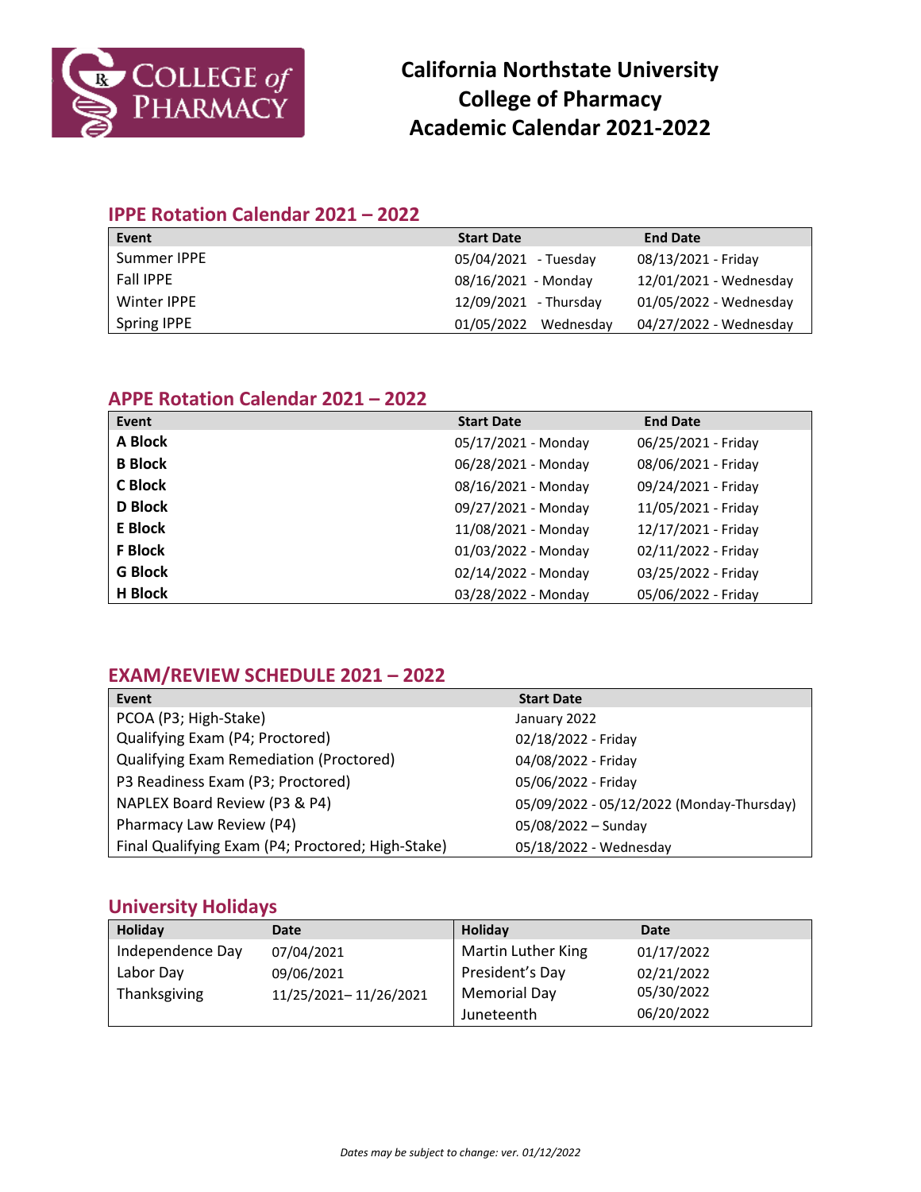# California Northstate University College of Pharmacy Academic Calendar 2021-2022

## IPPE Rotation Calendar 2021 – 2022

| Event | Start Date | End Date |
|---|---|---|
| Summer IPPE | 05/04/2021 - Tuesday | 08/13/2021 - Friday |
| Fall IPPE | 08/16/2021 - Monday | 12/01/2021 - Wednesday |
| Winter IPPE | 12/09/2021 - Thursday | 01/05/2022 - Wednesday |
| Spring IPPE | 01/05/2022 Wednesday | 04/27/2022 - Wednesday |

## APPE Rotation Calendar 2021 – 2022

| Event | Start Date | End Date |
|---|---|---|
| **A Block** | 05/17/2021 - Monday | 06/25/2021 - Friday |
| **B Block** | 06/28/2021 - Monday | 08/06/2021 - Friday |
| **C Block** | 08/16/2021 - Monday | 09/24/2021 - Friday |
| **D Block** | 09/27/2021 - Monday | 11/05/2021 - Friday |
| **E Block** | 11/08/2021 - Monday | 12/17/2021 - Friday |
| **F Block** | 01/03/2022 - Monday | 02/11/2022 - Friday |
| **G Block** | 02/14/2022 - Monday | 03/25/2022 - Friday |
| **H Block** | 03/28/2022 - Monday | 05/06/2022 - Friday |

## EXAM/REVIEW SCHEDULE 2021 – 2022

| Event | Start Date |
|---|---|
| PCOA (P3; High-Stake) | January 2022 |
| Qualifying Exam (P4; Proctored) | 02/18/2022 - Friday |
| Qualifying Exam Remediation (Proctored) | 04/08/2022 - Friday |
| P3 Readiness Exam (P3; Proctored) | 05/06/2022 - Friday |
| NAPLEX Board Review (P3 & P4) | 05/09/2022 - 05/12/2022 (Monday-Thursday) |
| Pharmacy Law Review (P4) | 05/08/2022 – Sunday |
| Final Qualifying Exam (P4; Proctored; High-Stake) | 05/18/2022 - Wednesday |

## University Holidays

| Holiday | Date | Holiday | Date |
|---|---|---|---|
| Independence Day | 07/04/2021 | Martin Luther King | 01/17/2022 |
| Labor Day | 09/06/2021 | President's Day | 02/21/2022 |
| Thanksgiving | 11/25/2021– 11/26/2021 | Memorial Day | 05/30/2022 |
| | | Juneteenth | 06/20/2022 |

*Dates may be subject to change: ver. 01/12/2022*